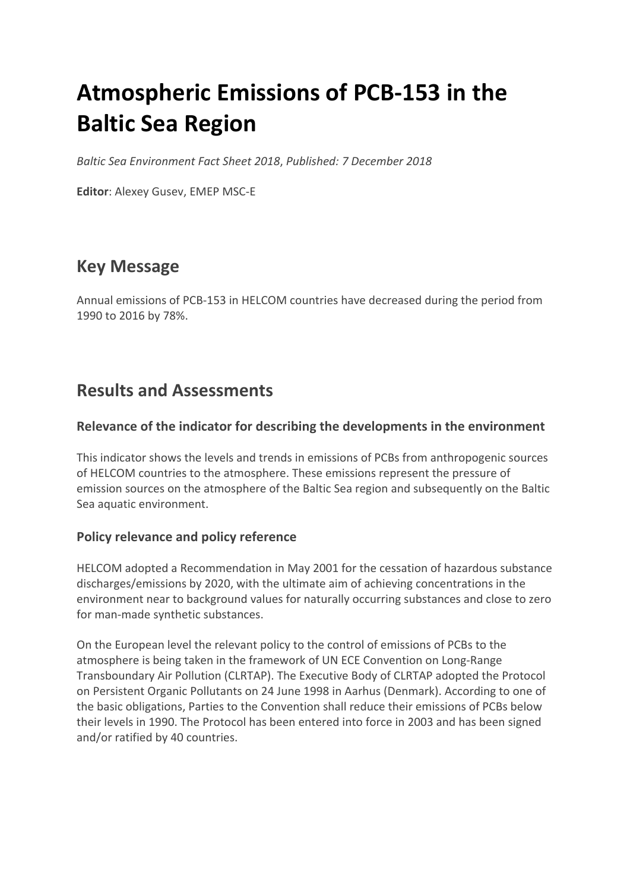# Atmospheric Emissions of PCB-153 in the Baltic Sea Region

*Baltic Sea Environment Fact Sheet 2018*, *Published: 7 December 2018*

**Editor**: Alexey Gusev, EMEP MSC-E

## Key Message

Annual emissions of PCB-153 in HELCOM countries have decreased during the period from 1990 to 2016 by 78%.

## Results and Assessments

### Relevance of the indicator for describing the developments in the environment

This indicator shows the levels and trends in emissions of PCBs from anthropogenic sources of HELCOM countries to the atmosphere. These emissions represent the pressure of emission sources on the atmosphere of the Baltic Sea region and subsequently on the Baltic Sea aquatic environment.

### Policy relevance and policy reference

HELCOM adopted a Recommendation in May 2001 for the cessation of hazardous substance discharges/emissions by 2020, with the ultimate aim of achieving concentrations in the environment near to background values for naturally occurring substances and close to zero for man-made synthetic substances.

On the European level the relevant policy to the control of emissions of PCBs to the atmosphere is being taken in the framework of UN ECE Convention on Long-Range Transboundary Air Pollution (CLRTAP). The Executive Body of CLRTAP adopted the Protocol on Persistent Organic Pollutants on 24 June 1998 in Aarhus (Denmark). According to one of the basic obligations, Parties to the Convention shall reduce their emissions of PCBs below their levels in 1990. The Protocol has been entered into force in 2003 and has been signed and/or ratified by 40 countries.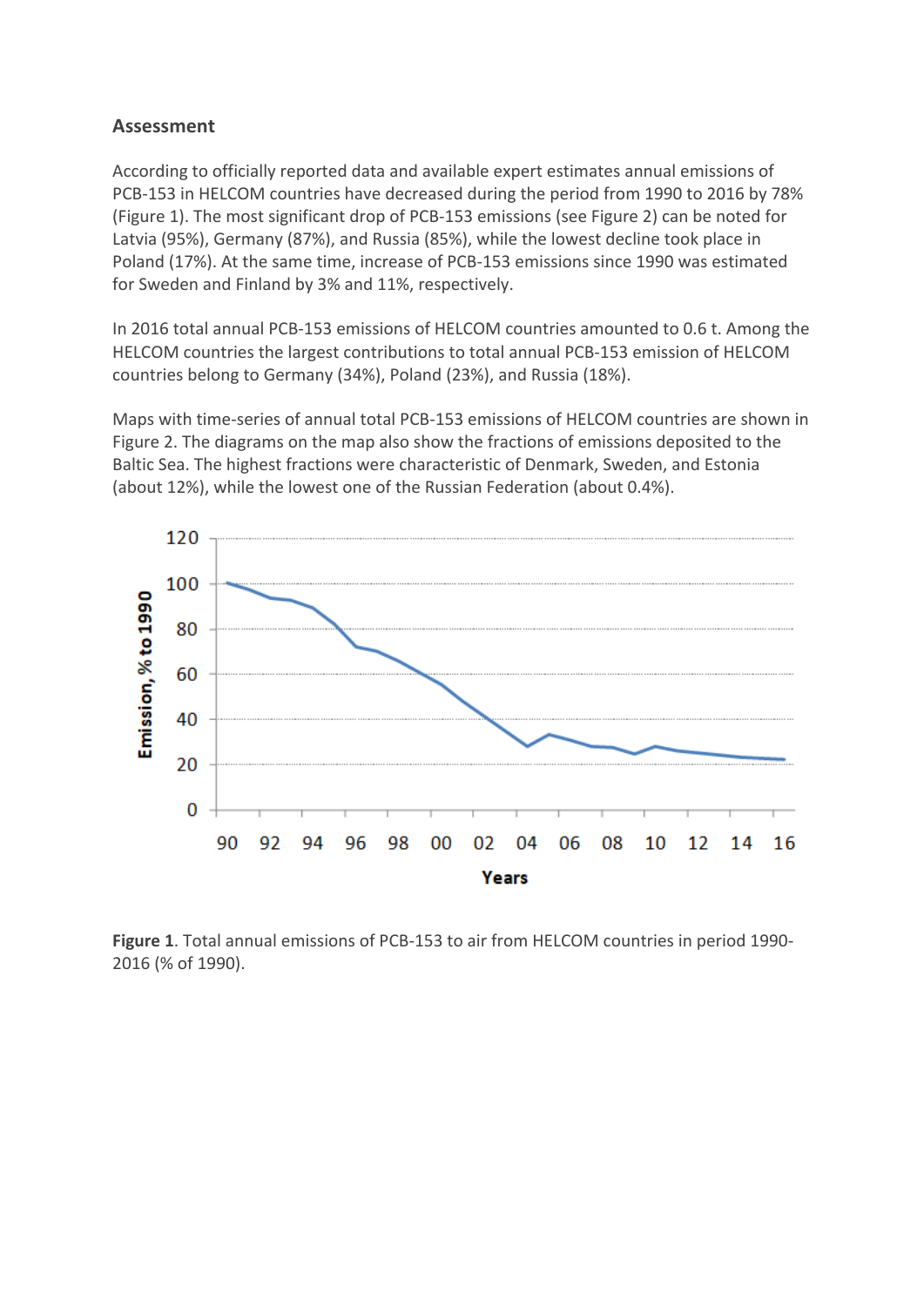## Assessment

According to officially reported data and available expert estimates annual emissions of PCB-153 in HELCOM countries have decreased during the period from 1990 to 2016 by 78% (Figure 1). The most significant drop of PCB-153 emissions (see Figure 2) can be noted for Latvia (95%), Germany (87%), and Russia (85%), while the lowest decline took place in Poland (17%). At the same time, increase of PCB-153 emissions since 1990 was estimated for Sweden and Finland by 3% and 11%, respectively.

In 2016 total annual PCB-153 emissions of HELCOM countries amounted to 0.6 t. Among the HELCOM countries the largest contributions to total annual PCB-153 emission of HELCOM countries belong to Germany (34%), Poland (23%), and Russia (18%).

Maps with time-series of annual total PCB-153 emissions of HELCOM countries are shown in Figure 2. The diagrams on the map also show the fractions of emissions deposited to the Baltic Sea. The highest fractions were characteristic of Denmark, Sweden, and Estonia (about 12%), while the lowest one of the Russian Federation (about 0.4%).

**Figure 1**. Total annual emissions of PCB-153 to air from HELCOM countries in period 1990-2016 (% of 1990).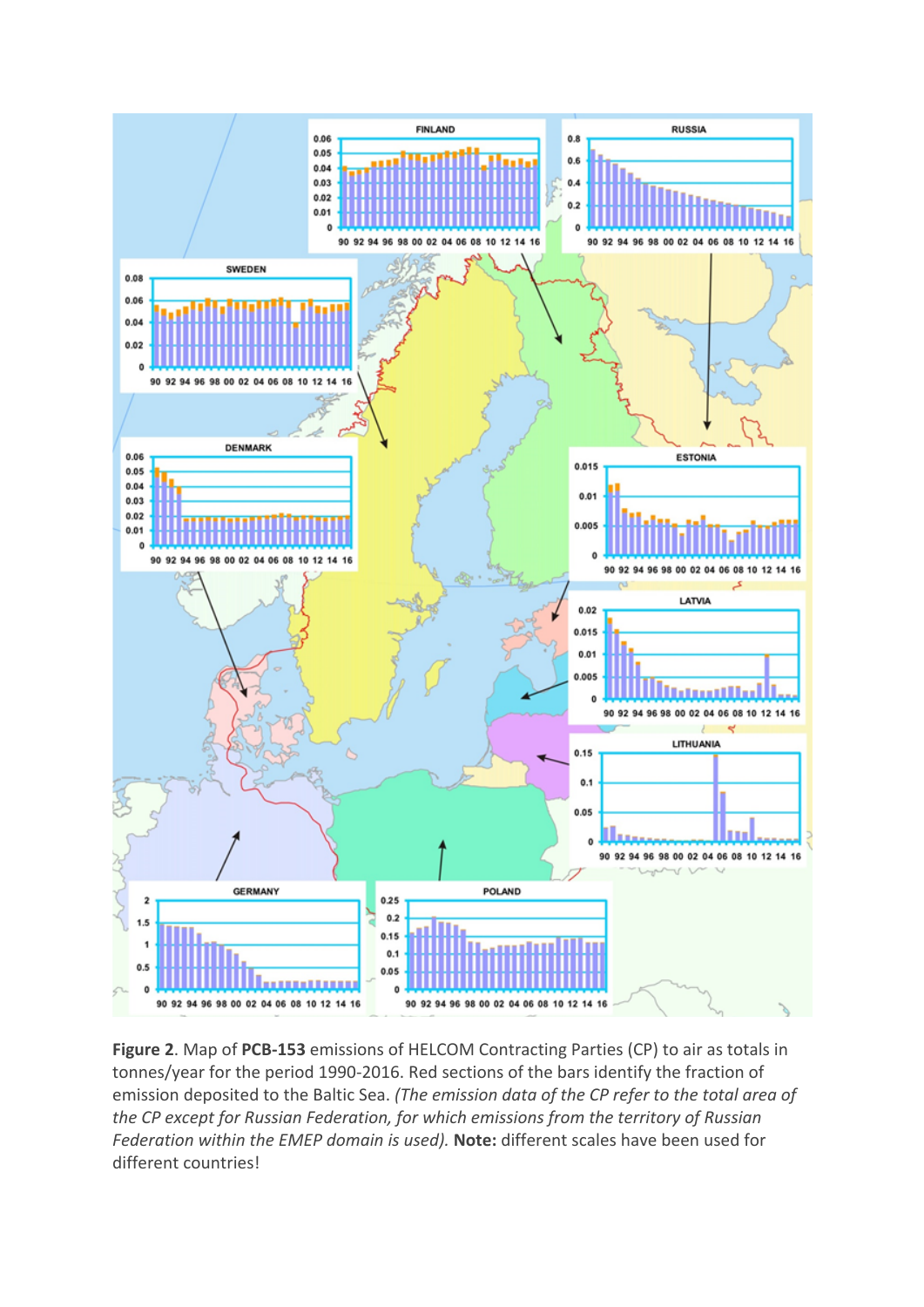**Figure 2**. Map of **PCB-153** emissions of HELCOM Contracting Parties (CP) to air as totals in tonnes/year for the period 1990-2016. Red sections of the bars identify the fraction of emission deposited to the Baltic Sea. *(The emission data of the CP refer to the total area of the CP except for Russian Federation, for which emissions from the territory of Russian Federation within the EMEP domain is used).* **Note:** different scales have been used for different countries!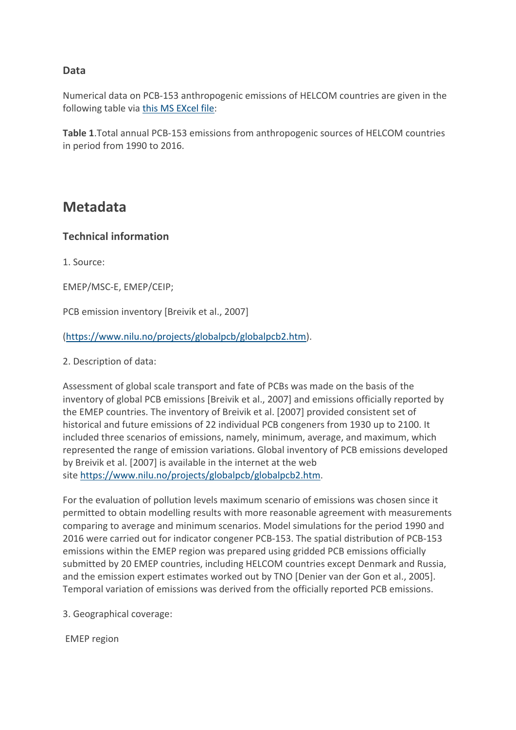### Data

Numerical data on PCB-153 anthropogenic emissions of HELCOM countries are given in the following table via [this MS EXcel file](this MS EXcel file):

**Table 1**.Total annual PCB-153 emissions from anthropogenic sources of HELCOM countries in period from 1990 to 2016.

# Metadata

### Technical information

1. Source:

EMEP/MSC-E, EMEP/CEIP;

PCB emission inventory [Breivik et al., 2007]

([https://www.nilu.no/projects/globalpcb/globalpcb2.htm](https://www.nilu.no/projects/globalpcb/globalpcb2.htm)).

2. Description of data:

Assessment of global scale transport and fate of PCBs was made on the basis of the inventory of global PCB emissions [Breivik et al., 2007] and emissions officially reported by the EMEP countries. The inventory of Breivik et al. [2007] provided consistent set of historical and future emissions of 22 individual PCB congeners from 1930 up to 2100. It included three scenarios of emissions, namely, minimum, average, and maximum, which represented the range of emission variations. Global inventory of PCB emissions developed by Breivik et al. [2007] is available in the internet at the web site [https://www.nilu.no/projects/globalpcb/globalpcb2.htm](https://www.nilu.no/projects/globalpcb/globalpcb2.htm).

For the evaluation of pollution levels maximum scenario of emissions was chosen since it permitted to obtain modelling results with more reasonable agreement with measurements comparing to average and minimum scenarios. Model simulations for the period 1990 and 2016 were carried out for indicator congener PCB-153. The spatial distribution of PCB-153 emissions within the EMEP region was prepared using gridded PCB emissions officially submitted by 20 EMEP countries, including HELCOM countries except Denmark and Russia, and the emission expert estimates worked out by TNO [Denier van der Gon et al., 2005]. Temporal variation of emissions was derived from the officially reported PCB emissions.

3. Geographical coverage:

EMEP region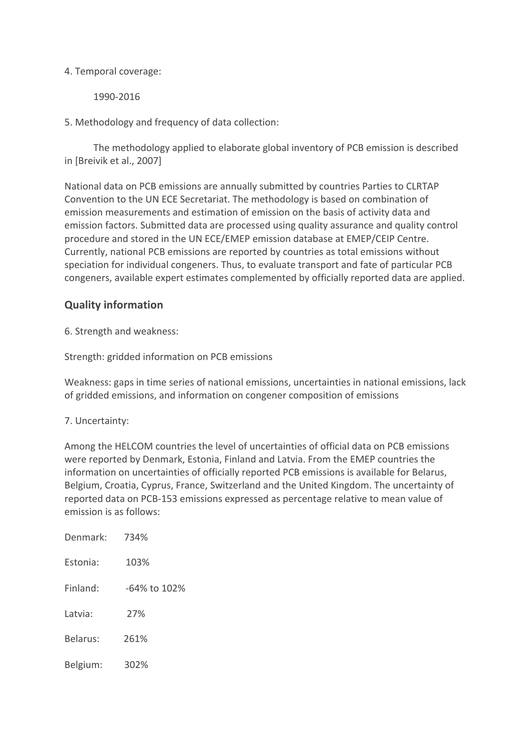4. Temporal coverage:

1990-2016

5. Methodology and frequency of data collection:

The methodology applied to elaborate global inventory of PCB emission is described in [Breivik et al., 2007]

National data on PCB emissions are annually submitted by countries Parties to CLRTAP Convention to the UN ECE Secretariat. The methodology is based on combination of emission measurements and estimation of emission on the basis of activity data and emission factors. Submitted data are processed using quality assurance and quality control procedure and stored in the UN ECE/EMEP emission database at EMEP/CEIP Centre. Currently, national PCB emissions are reported by countries as total emissions without speciation for individual congeners. Thus, to evaluate transport and fate of particular PCB congeners, available expert estimates complemented by officially reported data are applied.

## Quality information

6. Strength and weakness:

Strength: gridded information on PCB emissions

Weakness: gaps in time series of national emissions, uncertainties in national emissions, lack of gridded emissions, and information on congener composition of emissions

7. Uncertainty:

Among the HELCOM countries the level of uncertainties of official data on PCB emissions were reported by Denmark, Estonia, Finland and Latvia. From the EMEP countries the information on uncertainties of officially reported PCB emissions is available for Belarus, Belgium, Croatia, Cyprus, France, Switzerland and the United Kingdom. The uncertainty of reported data on PCB-153 emissions expressed as percentage relative to mean value of emission is as follows:

Denmark: 734%

Estonia: 103%

Finland: -64% to 102%

Latvia: 27%

Belarus: 261%

Belgium: 302%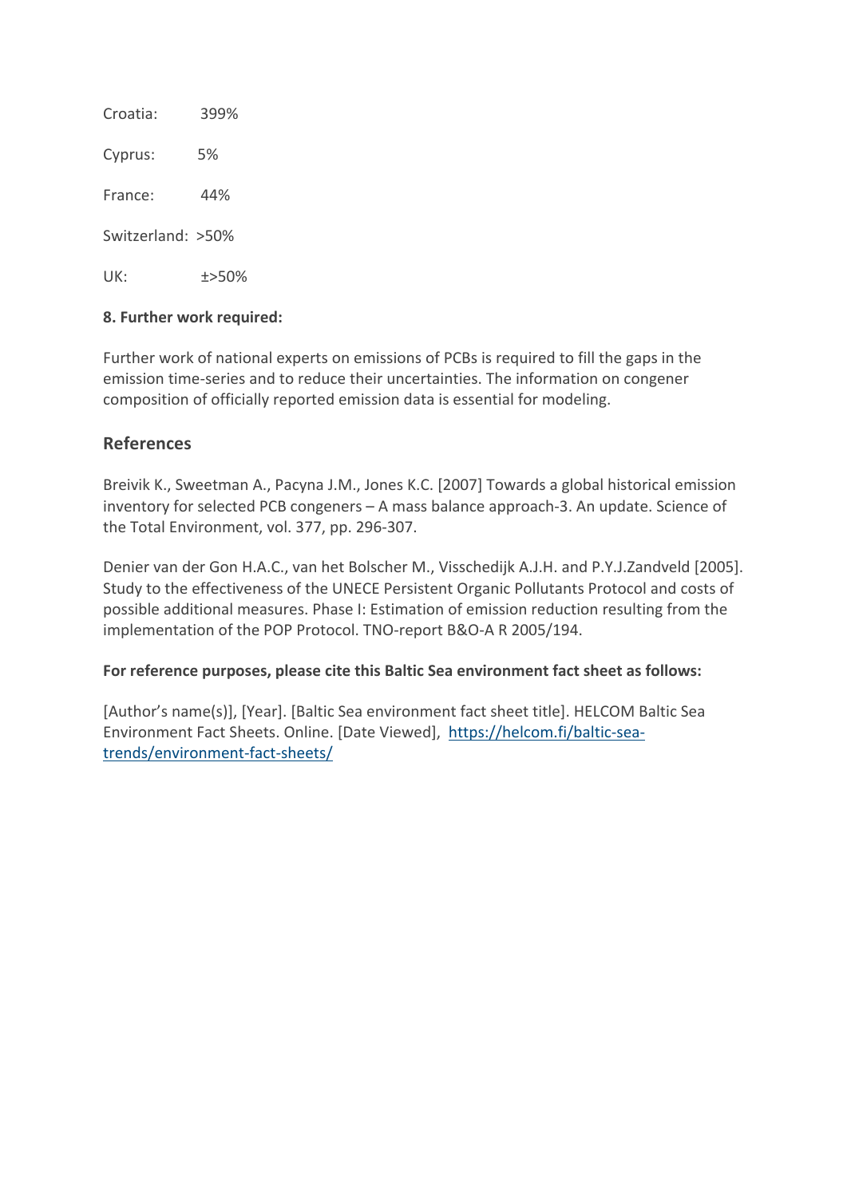Croatia: 399%

Cyprus: 5%

France: 44%

Switzerland: >50%

UK: ±>50%

**8. Further work required:**

Further work of national experts on emissions of PCBs is required to fill the gaps in the emission time-series and to reduce their uncertainties. The information on congener composition of officially reported emission data is essential for modeling.

## References

Breivik K., Sweetman A., Pacyna J.M., Jones K.C. [2007] Towards a global historical emission inventory for selected PCB congeners – A mass balance approach-3. An update. Science of the Total Environment, vol. 377, pp. 296-307.

Denier van der Gon H.A.C., van het Bolscher M., Visschedijk A.J.H. and P.Y.J.Zandveld [2005]. Study to the effectiveness of the UNECE Persistent Organic Pollutants Protocol and costs of possible additional measures. Phase I: Estimation of emission reduction resulting from the implementation of the POP Protocol. TNO-report B&O-A R 2005/194.

**For reference purposes, please cite this Baltic Sea environment fact sheet as follows:**

[Author's name(s)], [Year]. [Baltic Sea environment fact sheet title]. HELCOM Baltic Sea Environment Fact Sheets. Online. [Date Viewed], https://helcom.fi/baltic-sea-trends/environment-fact-sheets/